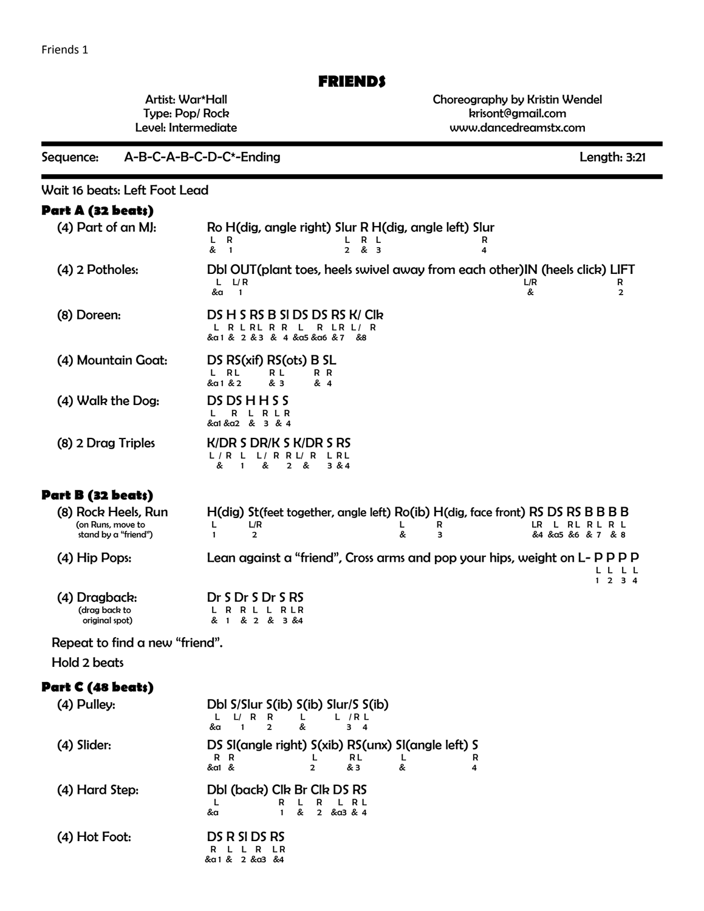# FRIENDS

Artist: War*Hall
Type: Pop/ Rock
Level: Intermediate

Choreography by Kristin Wendel
krisont@gmail.com
www.dancedreamstx.com

---

**Sequence:** A-B-C-A-B-C-D-C*-Ending **Length: 3:21**

---

Wait 16 beats: Left Foot Lead

## Part A (32 beats)

**(4) Part of an MJ:**
```
Ro H(dig, angle right) Slur R H(dig, angle left) Slur
L  R                        L R  L                   R
&  1                        2 &  3                   4
```

**(4) 2 Potholes:**
```
Dbl OUT(plant toes, heels swivel away from each other)IN (heels click) LIFT
 L   L/R                                               L/R              R
&a   1                                                 &                2
```

**(8) Doreen:**
```
DS H S RS B Sl DS DS RS K/ Clk
 L  R L RL R R  L   R LR L/ R
&a1 & 2 &3 & 4 &a5 &a6 &7  &8
```

**(4) Mountain Goat:**
```
DS RS(xif) RS(ots) B SL
 L  RL       RL     R R
&a1 &2       & 3    & 4
```

**(4) Walk the Dog:**
```
DS DS H H S S
 L   R L R L R
&a1 &a2 & 3 & 4
```

**(8) 2 Drag Triples**
```
K/DR S DR/K S K/DR S RS
 L / R L  L/ R R L/ R  L RL
   &   1    &  2  &    3 &4
```

## Part B (32 beats)

**(8) Rock Heels, Run**
(on Runs, move to stand by a "friend")
```
H(dig) St(feet together, angle left) Ro(ib) H(dig, face front) RS DS RS B B B B
 L      L/R                            L     R                  LR  L  RL R L R L
 1      2                              &     3                  &4 &a5 &6 & 7 & 8
```

**(4) Hip Pops:**
Lean against a "friend", Cross arms and pop your hips, weight on L- P P P P
```
L L L L
1 2 3 4
```

**(4) Dragback:**
(drag back to original spot)
```
Dr S Dr S Dr S RS
 L  R  R L  L R RLR
 &  1  & 2  & 3 &4
```

Repeat to find a new "friend".

Hold 2 beats

## Part C (48 beats)

**(4) Pulley:**
```
Dbl S/Slur S(ib) S(ib) Slur/S S(ib)
 L   L/ R    R     L    L /R  L
&a   1       2     &       3  4
```

**(4) Slider:**
```
DS Sl(angle right) S(xib) RS(unx) Sl(angle left) S
 R  R               L      RL      L              R
&a1 &               2      & 3     &              4
```

**(4) Hard Step:**
```
Dbl (back) Clk Br Clk DS RS
 L          R   L  R   L RL
&a          1   &  2  &a3 & 4
```

**(4) Hot Foot:**
```
DS R Sl DS RS
 R  L L R  LR
&a1 & 2 &a3 &4
```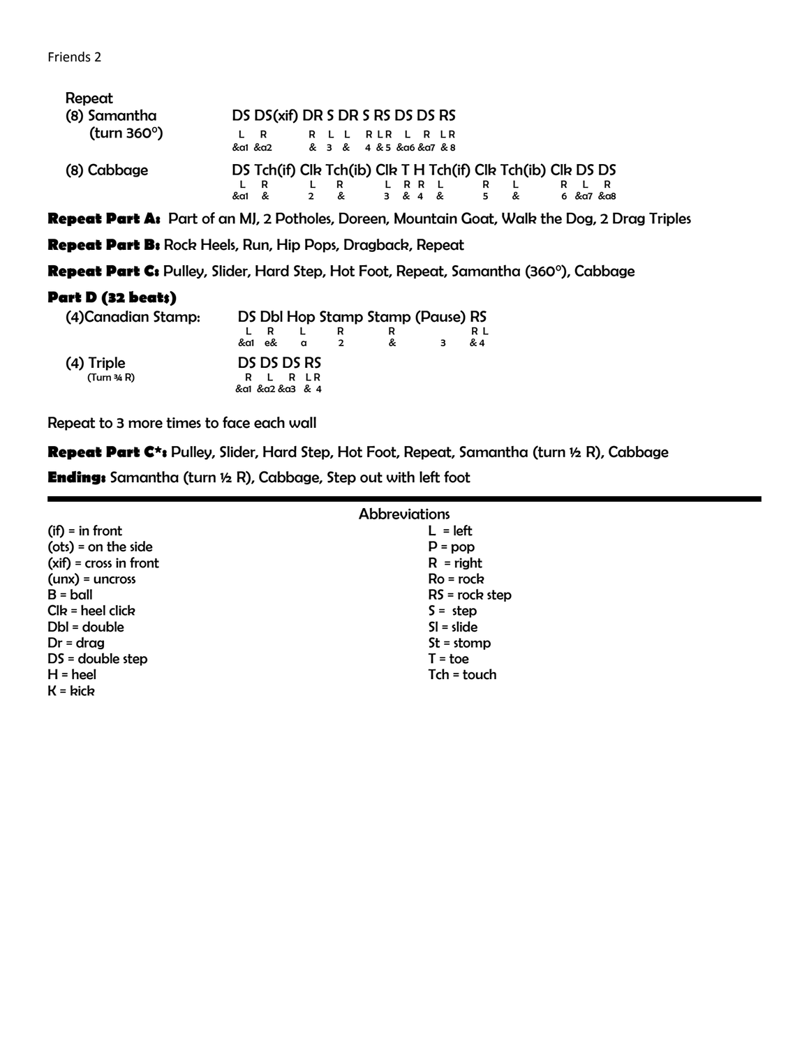Repeat

| | | |
|---|---|---|
| (8) Samantha (turn 360°) | DS DS(xif) DR S DR S RS DS DS RS | |
| | L R R L L R LR L R LR | |
| | &a1 &a2 & 3 & 4 &5 &a6 &a7 & 8 | |
| (8) Cabbage | DS Tch(if) Clk Tch(ib) Clk T H Tch(if) Clk Tch(ib) Clk DS DS | |
| | L R L R L R R L R L R L R | |
| | &a1 & 2 & 3 & 4 & 5 & 6 &a7 &a8 | |

**Repeat Part A:** Part of an MJ, 2 Potholes, Doreen, Mountain Goat, Walk the Dog, 2 Drag Triples

**Repeat Part B:** Rock Heels, Run, Hip Pops, Dragback, Repeat

**Repeat Part C:** Pulley, Slider, Hard Step, Hot Foot, Repeat, Samantha (360°), Cabbage

**Part D (32 beats)**

| | |
|---|---|
| (4)Canadian Stamp: | DS Dbl Hop Stamp Stamp (Pause) RS |
| | L R L R R RL |
| | &a1 e& a 2 & 3 & 4 |
| (4) Triple (Turn ¾ R) | DS DS DS RS |
| | R L R LR |
| | &a1 &a2 &a3 & 4 |

Repeat to 3 more times to face each wall

**Repeat Part C*:** Pulley, Slider, Hard Step, Hot Foot, Repeat, Samantha (turn ½ R), Cabbage

**Ending:** Samantha (turn ½ R), Cabbage, Step out with left foot

---

## Abbreviations

| | |
|---|---|
| (if) = in front | L = left |
| (ots) = on the side | P = pop |
| (xif) = cross in front | R = right |
| (unx) = uncross | Ro = rock |
| B = ball | RS = rock step |
| Clk = heel click | S = step |
| Dbl = double | Sl = slide |
| Dr = drag | St = stomp |
| DS = double step | T = toe |
| H = heel | Tch = touch |
| K = kick | |